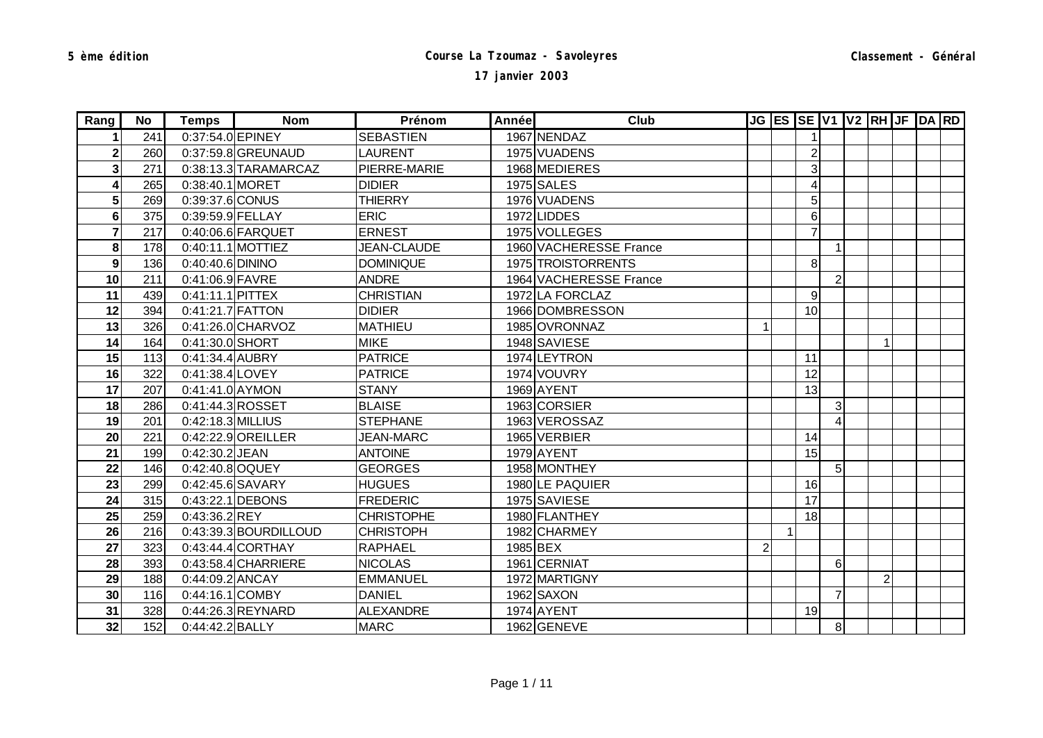**5 ème édition**

# Course La Tzoumaz - Savoleyres

**17 janvier 2003**

**Classement - Général**

| Rang | No | Temps | Nom | Prénom | Année | Club | JG | ES | SE | V1 | V2 | RH | JF | DA | RD |
|---|---|---|---|---|---|---|---|---|---|---|---|---|---|---|---|
| 1 | 241 | 0:37:54.0 | EPINEY | SEBASTIEN | 1967 | NENDAZ | | | 1 | | | | | | |
| 2 | 260 | 0:37:59.8 | GREUNAUD | LAURENT | 1975 | VUADENS | | | 2 | | | | | | |
| 3 | 271 | 0:38:13.3 | TARAMARCAZ | PIERRE-MARIE | 1968 | MEDIERES | | | 3 | | | | | | |
| 4 | 265 | 0:38:40.1 | MORET | DIDIER | 1975 | SALES | | | 4 | | | | | | |
| 5 | 269 | 0:39:37.6 | CONUS | THIERRY | 1976 | VUADENS | | | 5 | | | | | | |
| 6 | 375 | 0:39:59.9 | FELLAY | ERIC | 1972 | LIDDES | | | 6 | | | | | | |
| 7 | 217 | 0:40:06.6 | FARQUET | ERNEST | 1975 | VOLLEGES | | | 7 | | | | | | |
| 8 | 178 | 0:40:11.1 | MOTTIEZ | JEAN-CLAUDE | 1960 | VACHERESSE France | | | | 1 | | | | | |
| 9 | 136 | 0:40:40.6 | DININO | DOMINIQUE | 1975 | TROISTORRENTS | | | 8 | | | | | | |
| 10 | 211 | 0:41:06.9 | FAVRE | ANDRE | 1964 | VACHERESSE France | | | | 2 | | | | | |
| 11 | 439 | 0:41:11.1 | PITTEX | CHRISTIAN | 1972 | LA FORCLAZ | | | 9 | | | | | | |
| 12 | 394 | 0:41:21.7 | FATTON | DIDIER | 1966 | DOMBRESSON | | | 10 | | | | | | |
| 13 | 326 | 0:41:26.0 | CHARVOZ | MATHIEU | 1985 | OVRONNAZ | 1 | | | | | | | | |
| 14 | 164 | 0:41:30.0 | SHORT | MIKE | 1948 | SAVIESE | | | | | | 1 | | | |
| 15 | 113 | 0:41:34.4 | AUBRY | PATRICE | 1974 | LEYTRON | | | 11 | | | | | | |
| 16 | 322 | 0:41:38.4 | LOVEY | PATRICE | 1974 | VOUVRY | | | 12 | | | | | | |
| 17 | 207 | 0:41:41.0 | AYMON | STANY | 1969 | AYENT | | | 13 | | | | | | |
| 18 | 286 | 0:41:44.3 | ROSSET | BLAISE | 1963 | CORSIER | | | | 3 | | | | | |
| 19 | 201 | 0:42:18.3 | MILLIUS | STEPHANE | 1963 | VEROSSAZ | | | | 4 | | | | | |
| 20 | 221 | 0:42:22.9 | OREILLER | JEAN-MARC | 1965 | VERBIER | | | 14 | | | | | | |
| 21 | 199 | 0:42:30.2 | JEAN | ANTOINE | 1979 | AYENT | | | 15 | | | | | | |
| 22 | 146 | 0:42:40.8 | OQUEY | GEORGES | 1958 | MONTHEY | | | | 5 | | | | | |
| 23 | 299 | 0:42:45.6 | SAVARY | HUGUES | 1980 | LE PAQUIER | | | 16 | | | | | | |
| 24 | 315 | 0:43:22.1 | DEBONS | FREDERIC | 1975 | SAVIESE | | | 17 | | | | | | |
| 25 | 259 | 0:43:36.2 | REY | CHRISTOPHE | 1980 | FLANTHEY | | | 18 | | | | | | |
| 26 | 216 | 0:43:39.3 | BOURDILLOUD | CHRISTOPH | 1982 | CHARMEY | | 1 | | | | | | | |
| 27 | 323 | 0:43:44.4 | CORTHAY | RAPHAEL | 1985 | BEX | 2 | | | | | | | | |
| 28 | 393 | 0:43:58.4 | CHARRIERE | NICOLAS | 1961 | CERNIAT | | | | 6 | | | | | |
| 29 | 188 | 0:44:09.2 | ANCAY | EMMANUEL | 1972 | MARTIGNY | | | | | | 2 | | | |
| 30 | 116 | 0:44:16.1 | COMBY | DANIEL | 1962 | SAXON | | | | 7 | | | | | |
| 31 | 328 | 0:44:26.3 | REYNARD | ALEXANDRE | 1974 | AYENT | | | 19 | | | | | | |
| 32 | 152 | 0:44:42.2 | BALLY | MARC | 1962 | GENEVE | | | | 8 | | | | | |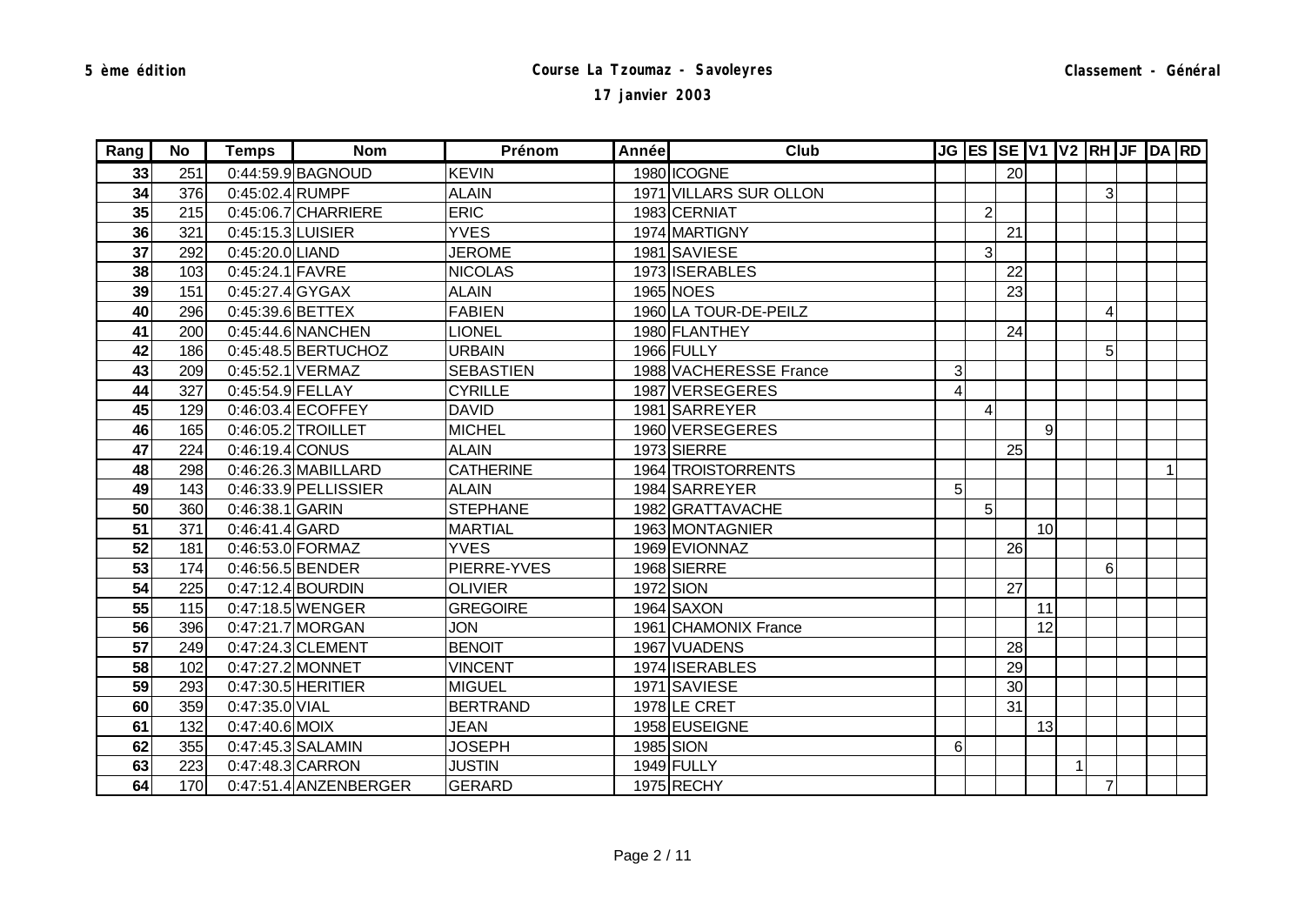5 ème édition

# Course La Tzoumaz - Savoleyres

## 17 janvier 2003

Classement - Général

| Rang | No | Temps | Nom | Prénom | Année | Club | JG | ES | SE | V1 | V2 | RH | JF | DA | RD |
|---|---|---|---|---|---|---|---|---|---|---|---|---|---|---|---|
| 33 | 251 | 0:44:59.9 | BAGNOUD | KEVIN | 1980 | ICOGNE | | | 20 | | | | | | |
| 34 | 376 | 0:45:02.4 | RUMPF | ALAIN | 1971 | VILLARS SUR OLLON | | | | | | 3 | | | |
| 35 | 215 | 0:45:06.7 | CHARRIERE | ERIC | 1983 | CERNIAT | | 2 | | | | | | | |
| 36 | 321 | 0:45:15.3 | LUISIER | YVES | 1974 | MARTIGNY | | | 21 | | | | | | |
| 37 | 292 | 0:45:20.0 | LIAND | JEROME | 1981 | SAVIESE | | 3 | | | | | | | |
| 38 | 103 | 0:45:24.1 | FAVRE | NICOLAS | 1973 | ISERABLES | | | 22 | | | | | | |
| 39 | 151 | 0:45:27.4 | GYGAX | ALAIN | 1965 | NOES | | | 23 | | | | | | |
| 40 | 296 | 0:45:39.6 | BETTEX | FABIEN | 1960 | LA TOUR-DE-PEILZ | | | | | | 4 | | | |
| 41 | 200 | 0:45:44.6 | NANCHEN | LIONEL | 1980 | FLANTHEY | | | 24 | | | | | | |
| 42 | 186 | 0:45:48.5 | BERTUCHOZ | URBAIN | 1966 | FULLY | | | | | | 5 | | | |
| 43 | 209 | 0:45:52.1 | VERMAZ | SEBASTIEN | 1988 | VACHERESSE France | 3 | | | | | | | | |
| 44 | 327 | 0:45:54.9 | FELLAY | CYRILLE | 1987 | VERSEGERES | 4 | | | | | | | | |
| 45 | 129 | 0:46:03.4 | ECOFFEY | DAVID | 1981 | SARREYER | | 4 | | | | | | | |
| 46 | 165 | 0:46:05.2 | TROILLET | MICHEL | 1960 | VERSEGERES | | | | 9 | | | | | |
| 47 | 224 | 0:46:19.4 | CONUS | ALAIN | 1973 | SIERRE | | | 25 | | | | | | |
| 48 | 298 | 0:46:26.3 | MABILLARD | CATHERINE | 1964 | TROISTORRENTS | | | | | | | | 1 | |
| 49 | 143 | 0:46:33.9 | PELLISSIER | ALAIN | 1984 | SARREYER | 5 | | | | | | | | |
| 50 | 360 | 0:46:38.1 | GARIN | STEPHANE | 1982 | GRATTAVACHE | | 5 | | | | | | | |
| 51 | 371 | 0:46:41.4 | GARD | MARTIAL | 1963 | MONTAGNIER | | | | 10 | | | | | |
| 52 | 181 | 0:46:53.0 | FORMAZ | YVES | 1969 | EVIONNAZ | | | 26 | | | | | | |
| 53 | 174 | 0:46:56.5 | BENDER | PIERRE-YVES | 1968 | SIERRE | | | | | | 6 | | | |
| 54 | 225 | 0:47:12.4 | BOURDIN | OLIVIER | 1972 | SION | | | 27 | | | | | | |
| 55 | 115 | 0:47:18.5 | WENGER | GREGOIRE | 1964 | SAXON | | | | 11 | | | | | |
| 56 | 396 | 0:47:21.7 | MORGAN | JON | 1961 | CHAMONIX France | | | | 12 | | | | | |
| 57 | 249 | 0:47:24.3 | CLEMENT | BENOIT | 1967 | VUADENS | | | 28 | | | | | | |
| 58 | 102 | 0:47:27.2 | MONNET | VINCENT | 1974 | ISERABLES | | | 29 | | | | | | |
| 59 | 293 | 0:47:30.5 | HERITIER | MIGUEL | 1971 | SAVIESE | | | 30 | | | | | | |
| 60 | 359 | 0:47:35.0 | VIAL | BERTRAND | 1978 | LE CRET | | | 31 | | | | | | |
| 61 | 132 | 0:47:40.6 | MOIX | JEAN | 1958 | EUSEIGNE | | | | 13 | | | | | |
| 62 | 355 | 0:47:45.3 | SALAMIN | JOSEPH | 1985 | SION | 6 | | | | | | | | |
| 63 | 223 | 0:47:48.3 | CARRON | JUSTIN | 1949 | FULLY | | | | | 1 | | | | |
| 64 | 170 | 0:47:51.4 | ANZENBERGER | GERARD | 1975 | RECHY | | | | | | 7 | | | |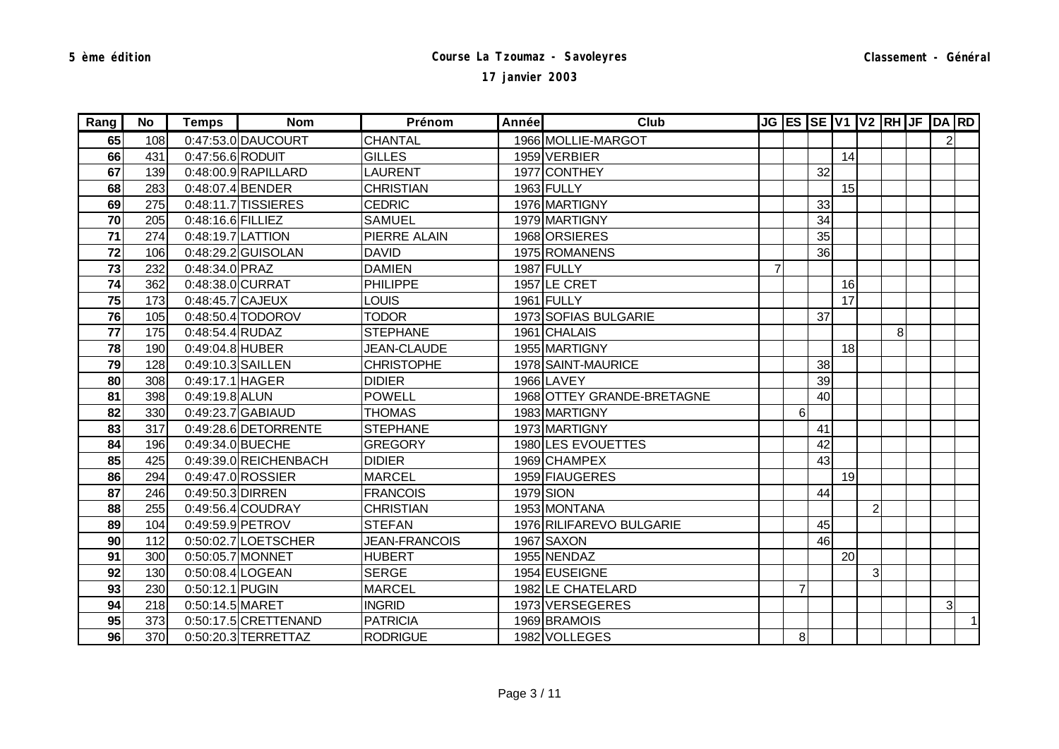| Rang | No | Temps | Nom | Prénom | Année | Club | JG | ES | SE | V1 | V2 | RH | JF | DA | RD |
|---|---|---|---|---|---|---|---|---|---|---|---|---|---|---|---|
| 65 | 108 | 0:47:53.0 | DAUCOURT | CHANTAL | 1966 | MOLLIE-MARGOT | | | | | | | | 2 | |
| 66 | 431 | 0:47:56.6 | RODUIT | GILLES | 1959 | VERBIER | | | | 14 | | | | | |
| 67 | 139 | 0:48:00.9 | RAPILLARD | LAURENT | 1977 | CONTHEY | | | 32 | | | | | | |
| 68 | 283 | 0:48:07.4 | BENDER | CHRISTIAN | 1963 | FULLY | | | | 15 | | | | | |
| 69 | 275 | 0:48:11.7 | TISSIERES | CEDRIC | 1976 | MARTIGNY | | | 33 | | | | | | |
| 70 | 205 | 0:48:16.6 | FILLIEZ | SAMUEL | 1979 | MARTIGNY | | | 34 | | | | | | |
| 71 | 274 | 0:48:19.7 | LATTION | PIERRE ALAIN | 1968 | ORSIERES | | | 35 | | | | | | |
| 72 | 106 | 0:48:29.2 | GUISOLAN | DAVID | 1975 | ROMANENS | | | 36 | | | | | | |
| 73 | 232 | 0:48:34.0 | PRAZ | DAMIEN | 1987 | FULLY | 7 | | | | | | | | |
| 74 | 362 | 0:48:38.0 | CURRAT | PHILIPPE | 1957 | LE CRET | | | | 16 | | | | | |
| 75 | 173 | 0:48:45.7 | CAJEUX | LOUIS | 1961 | FULLY | | | | 17 | | | | | |
| 76 | 105 | 0:48:50.4 | TODOROV | TODOR | 1973 | SOFIAS BULGARIE | | | 37 | | | | | | |
| 77 | 175 | 0:48:54.4 | RUDAZ | STEPHANE | 1961 | CHALAIS | | | | | | 8 | | | |
| 78 | 190 | 0:49:04.8 | HUBER | JEAN-CLAUDE | 1955 | MARTIGNY | | | | 18 | | | | | |
| 79 | 128 | 0:49:10.3 | SAILLEN | CHRISTOPHE | 1978 | SAINT-MAURICE | | | 38 | | | | | | |
| 80 | 308 | 0:49:17.1 | HAGER | DIDIER | 1966 | LAVEY | | | 39 | | | | | | |
| 81 | 398 | 0:49:19.8 | ALUN | POWELL | 1968 | OTTEY GRANDE-BRETAGNE | | | 40 | | | | | | |
| 82 | 330 | 0:49:23.7 | GABIAUD | THOMAS | 1983 | MARTIGNY | | 6 | | | | | | | |
| 83 | 317 | 0:49:28.6 | DETORRENTE | STEPHANE | 1973 | MARTIGNY | | | 41 | | | | | | |
| 84 | 196 | 0:49:34.0 | BUECHE | GREGORY | 1980 | LES EVOUETTES | | | 42 | | | | | | |
| 85 | 425 | 0:49:39.0 | REICHENBACH | DIDIER | 1969 | CHAMPEX | | | 43 | | | | | | |
| 86 | 294 | 0:49:47.0 | ROSSIER | MARCEL | 1959 | FIAUGERES | | | | 19 | | | | | |
| 87 | 246 | 0:49:50.3 | DIRREN | FRANCOIS | 1979 | SION | | | 44 | | | | | | |
| 88 | 255 | 0:49:56.4 | COUDRAY | CHRISTIAN | 1953 | MONTANA | | | | | 2 | | | | |
| 89 | 104 | 0:49:59.9 | PETROV | STEFAN | 1976 | RILIFAREVO BULGARIE | | | 45 | | | | | | |
| 90 | 112 | 0:50:02.7 | LOETSCHER | JEAN-FRANCOIS | 1967 | SAXON | | | 46 | | | | | | |
| 91 | 300 | 0:50:05.7 | MONNET | HUBERT | 1955 | NENDAZ | | | | 20 | | | | | |
| 92 | 130 | 0:50:08.4 | LOGEAN | SERGE | 1954 | EUSEIGNE | | | | | 3 | | | | |
| 93 | 230 | 0:50:12.1 | PUGIN | MARCEL | 1982 | LE CHATELARD | | 7 | | | | | | | |
| 94 | 218 | 0:50:14.5 | MARET | INGRID | 1973 | VERSEGERES | | | | | | | | 3 | |
| 95 | 373 | 0:50:17.5 | CRETTENAND | PATRICIA | 1969 | BRAMOIS | | | | | | | | | 1 |
| 96 | 370 | 0:50:20.3 | TERRETTAZ | RODRIGUE | 1982 | VOLLEGES | | 8 | | | | | | | |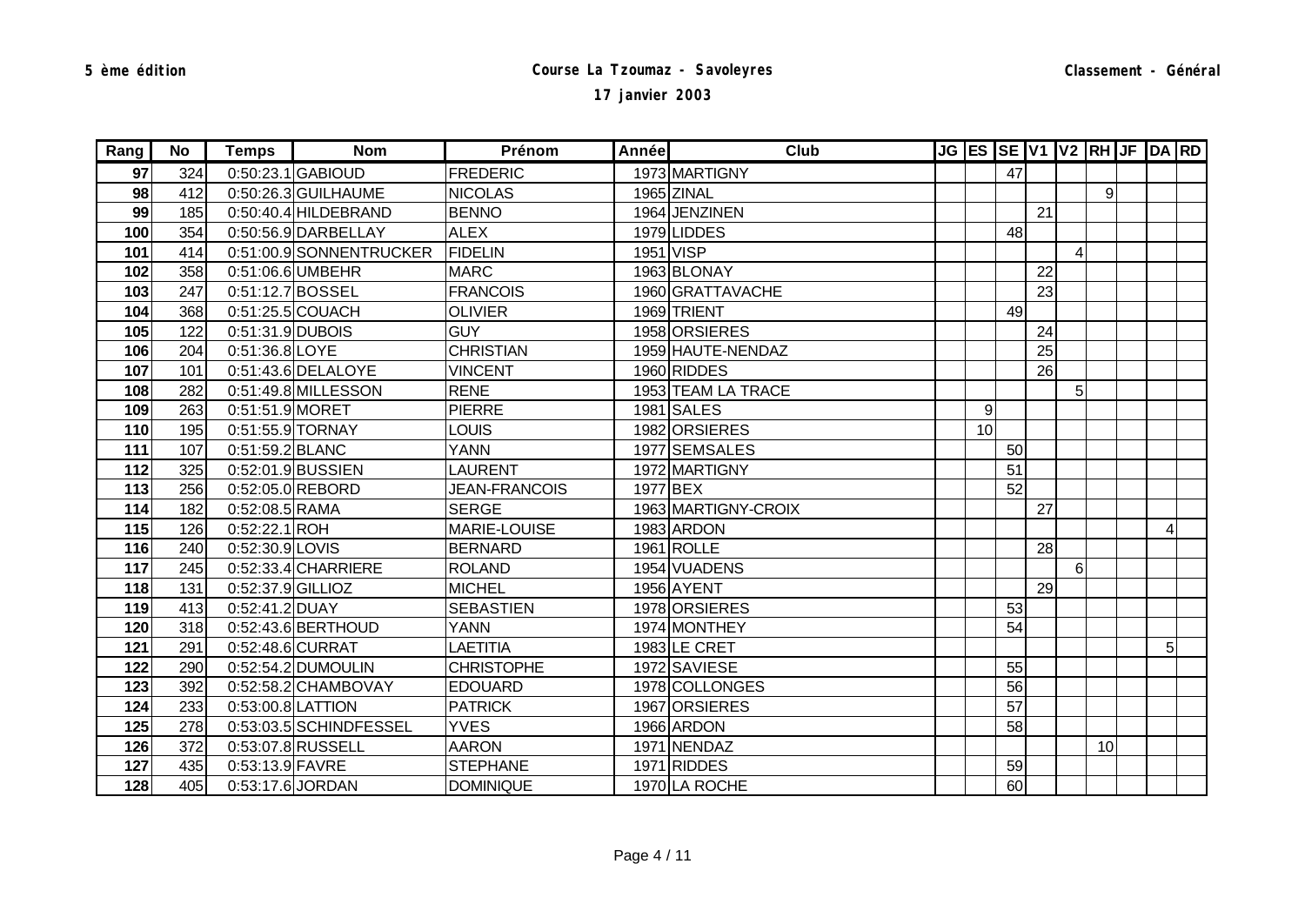**5 ème édition**

**Course La Tzoumaz - Savoleyres**

**17 janvier 2003**

**Classement - Général**

| Rang | No | Temps | Nom | Prénom | Année | Club | JG | ES | SE | V1 | V2 | RH | JF | DA | RD |
|---|---|---|---|---|---|---|---|---|---|---|---|---|---|---|---|
| 97 | 324 | 0:50:23.1 | GABIOUD | FREDERIC | 1973 | MARTIGNY | | | 47 | | | | | | |
| 98 | 412 | 0:50:26.3 | GUILHAUME | NICOLAS | 1965 | ZINAL | | | | | | 9 | | | |
| 99 | 185 | 0:50:40.4 | HILDEBRAND | BENNO | 1964 | JENZINEN | | | | 21 | | | | | |
| 100 | 354 | 0:50:56.9 | DARBELLAY | ALEX | 1979 | LIDDES | | | 48 | | | | | | |
| 101 | 414 | 0:51:00.9 | SONNENTRUCKER | FIDELIN | 1951 | VISP | | | | | 4 | | | | |
| 102 | 358 | 0:51:06.6 | UMBEHR | MARC | 1963 | BLONAY | | | | 22 | | | | | |
| 103 | 247 | 0:51:12.7 | BOSSEL | FRANCOIS | 1960 | GRATTAVACHE | | | | 23 | | | | | |
| 104 | 368 | 0:51:25.5 | COUACH | OLIVIER | 1969 | TRIENT | | | 49 | | | | | | |
| 105 | 122 | 0:51:31.9 | DUBOIS | GUY | 1958 | ORSIERES | | | | 24 | | | | | |
| 106 | 204 | 0:51:36.8 | LOYE | CHRISTIAN | 1959 | HAUTE-NENDAZ | | | | 25 | | | | | |
| 107 | 101 | 0:51:43.6 | DELALOYE | VINCENT | 1960 | RIDDES | | | | 26 | | | | | |
| 108 | 282 | 0:51:49.8 | MILLESSON | RENE | 1953 | TEAM LA TRACE | | | | | 5 | | | | |
| 109 | 263 | 0:51:51.9 | MORET | PIERRE | 1981 | SALES | | 9 | | | | | | | |
| 110 | 195 | 0:51:55.9 | TORNAY | LOUIS | 1982 | ORSIERES | | 10 | | | | | | | |
| 111 | 107 | 0:51:59.2 | BLANC | YANN | 1977 | SEMSALES | | | 50 | | | | | | |
| 112 | 325 | 0:52:01.9 | BUSSIEN | LAURENT | 1972 | MARTIGNY | | | 51 | | | | | | |
| 113 | 256 | 0:52:05.0 | REBORD | JEAN-FRANCOIS | 1977 | BEX | | | 52 | | | | | | |
| 114 | 182 | 0:52:08.5 | RAMA | SERGE | 1963 | MARTIGNY-CROIX | | | | 27 | | | | | |
| 115 | 126 | 0:52:22.1 | ROH | MARIE-LOUISE | 1983 | ARDON | | | | | | | | 4 | |
| 116 | 240 | 0:52:30.9 | LOVIS | BERNARD | 1961 | ROLLE | | | | 28 | | | | | |
| 117 | 245 | 0:52:33.4 | CHARRIERE | ROLAND | 1954 | VUADENS | | | | | 6 | | | | |
| 118 | 131 | 0:52:37.9 | GILLIOZ | MICHEL | 1956 | AYENT | | | | 29 | | | | | |
| 119 | 413 | 0:52:41.2 | DUAY | SEBASTIEN | 1978 | ORSIERES | | | 53 | | | | | | |
| 120 | 318 | 0:52:43.6 | BERTHOUD | YANN | 1974 | MONTHEY | | | 54 | | | | | | |
| 121 | 291 | 0:52:48.6 | CURRAT | LAETITIA | 1983 | LE CRET | | | | | | | | 5 | |
| 122 | 290 | 0:52:54.2 | DUMOULIN | CHRISTOPHE | 1972 | SAVIESE | | | 55 | | | | | | |
| 123 | 392 | 0:52:58.2 | CHAMBOVAY | EDOUARD | 1978 | COLLONGES | | | 56 | | | | | | |
| 124 | 233 | 0:53:00.8 | LATTION | PATRICK | 1967 | ORSIERES | | | 57 | | | | | | |
| 125 | 278 | 0:53:03.5 | SCHINDFESSEL | YVES | 1966 | ARDON | | | 58 | | | | | | |
| 126 | 372 | 0:53:07.8 | RUSSELL | AARON | 1971 | NENDAZ | | | | | | 10 | | | |
| 127 | 435 | 0:53:13.9 | FAVRE | STEPHANE | 1971 | RIDDES | | | 59 | | | | | | |
| 128 | 405 | 0:53:17.6 | JORDAN | DOMINIQUE | 1970 | LA ROCHE | | | 60 | | | | | | |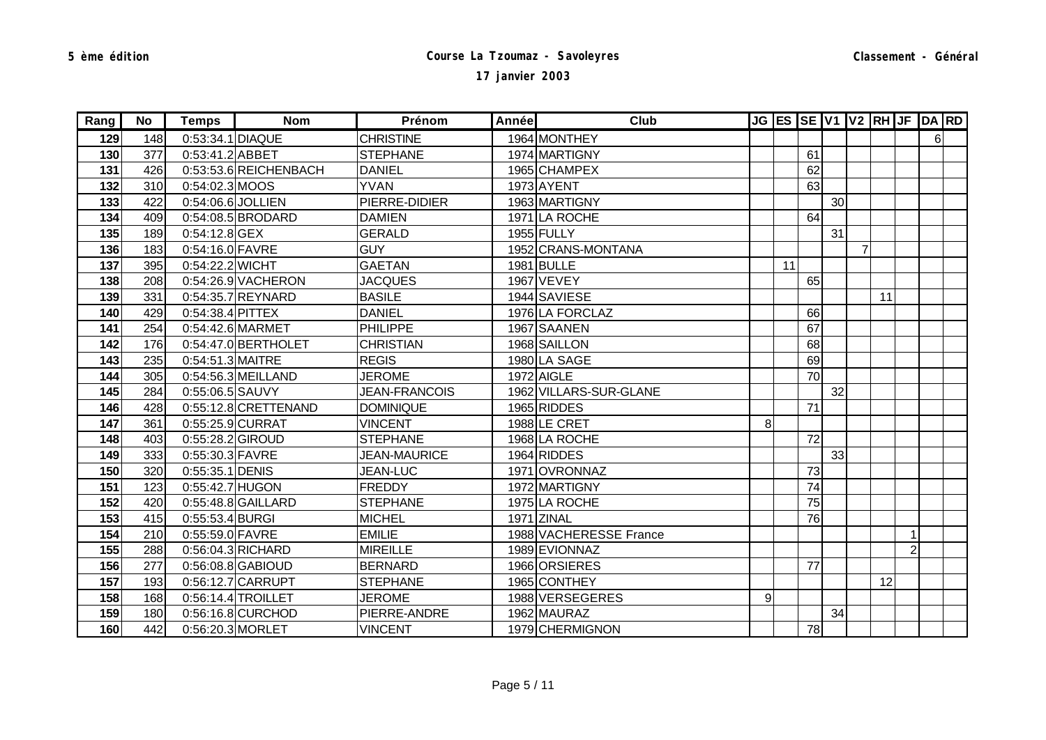5 ème édition

# Course La Tzoumaz - Savoleyres

**17 janvier 2003**

Classement - Général

| Rang | No | Temps | Nom | Prénom | Année | Club | JG | ES | SE | V1 | V2 | RH | JF | DA | RD |
|---|---|---|---|---|---|---|---|---|---|---|---|---|---|---|---|
| 129 | 148 | 0:53:34.1 | DIAQUE | CHRISTINE | 1964 | MONTHEY | | | | | | | | 6 | |
| 130 | 377 | 0:53:41.2 | ABBET | STEPHANE | 1974 | MARTIGNY | | | 61 | | | | | | |
| 131 | 426 | 0:53:53.6 | REICHENBACH | DANIEL | 1965 | CHAMPEX | | | 62 | | | | | | |
| 132 | 310 | 0:54:02.3 | MOOS | YVAN | 1973 | AYENT | | | 63 | | | | | | |
| 133 | 422 | 0:54:06.6 | JOLLIEN | PIERRE-DIDIER | 1963 | MARTIGNY | | | | 30 | | | | | |
| 134 | 409 | 0:54:08.5 | BRODARD | DAMIEN | 1971 | LA ROCHE | | | 64 | | | | | | |
| 135 | 189 | 0:54:12.8 | GEX | GERALD | 1955 | FULLY | | | | 31 | | | | | |
| 136 | 183 | 0:54:16.0 | FAVRE | GUY | 1952 | CRANS-MONTANA | | | | | 7 | | | | |
| 137 | 395 | 0:54:22.2 | WICHT | GAETAN | 1981 | BULLE | | 11 | | | | | | | |
| 138 | 208 | 0:54:26.9 | VACHERON | JACQUES | 1967 | VEVEY | | | 65 | | | | | | |
| 139 | 331 | 0:54:35.7 | REYNARD | BASILE | 1944 | SAVIESE | | | | | | 11 | | | |
| 140 | 429 | 0:54:38.4 | PITTEX | DANIEL | 1976 | LA FORCLAZ | | | 66 | | | | | | |
| 141 | 254 | 0:54:42.6 | MARMET | PHILIPPE | 1967 | SAANEN | | | 67 | | | | | | |
| 142 | 176 | 0:54:47.0 | BERTHOLET | CHRISTIAN | 1968 | SAILLON | | | 68 | | | | | | |
| 143 | 235 | 0:54:51.3 | MAITRE | REGIS | 1980 | LA SAGE | | | 69 | | | | | | |
| 144 | 305 | 0:54:56.3 | MEILLAND | JEROME | 1972 | AIGLE | | | 70 | | | | | | |
| 145 | 284 | 0:55:06.5 | SAUVY | JEAN-FRANCOIS | 1962 | VILLARS-SUR-GLANE | | | | 32 | | | | | |
| 146 | 428 | 0:55:12.8 | CRETTENAND | DOMINIQUE | 1965 | RIDDES | | | 71 | | | | | | |
| 147 | 361 | 0:55:25.9 | CURRAT | VINCENT | 1988 | LE CRET | 8 | | | | | | | | |
| 148 | 403 | 0:55:28.2 | GIROUD | STEPHANE | 1968 | LA ROCHE | | | 72 | | | | | | |
| 149 | 333 | 0:55:30.3 | FAVRE | JEAN-MAURICE | 1964 | RIDDES | | | | 33 | | | | | |
| 150 | 320 | 0:55:35.1 | DENIS | JEAN-LUC | 1971 | OVRONNAZ | | | 73 | | | | | | |
| 151 | 123 | 0:55:42.7 | HUGON | FREDDY | 1972 | MARTIGNY | | | 74 | | | | | | |
| 152 | 420 | 0:55:48.8 | GAILLARD | STEPHANE | 1975 | LA ROCHE | | | 75 | | | | | | |
| 153 | 415 | 0:55:53.4 | BURGI | MICHEL | 1971 | ZINAL | | | 76 | | | | | | |
| 154 | 210 | 0:55:59.0 | FAVRE | EMILIE | 1988 | VACHERESSE France | | | | | | | 1 | | |
| 155 | 288 | 0:56:04.3 | RICHARD | MIREILLE | 1989 | EVIONNAZ | | | | | | | 2 | | |
| 156 | 277 | 0:56:08.8 | GABIOUD | BERNARD | 1966 | ORSIERES | | | 77 | | | | | | |
| 157 | 193 | 0:56:12.7 | CARRUPT | STEPHANE | 1965 | CONTHEY | | | | | | 12 | | | |
| 158 | 168 | 0:56:14.4 | TROILLET | JEROME | 1988 | VERSEGERES | 9 | | | | | | | | |
| 159 | 180 | 0:56:16.8 | CURCHOD | PIERRE-ANDRE | 1962 | MAURAZ | | | | 34 | | | | | |
| 160 | 442 | 0:56:20.3 | MORLET | VINCENT | 1979 | CHERMIGNON | | | 78 | | | | | | |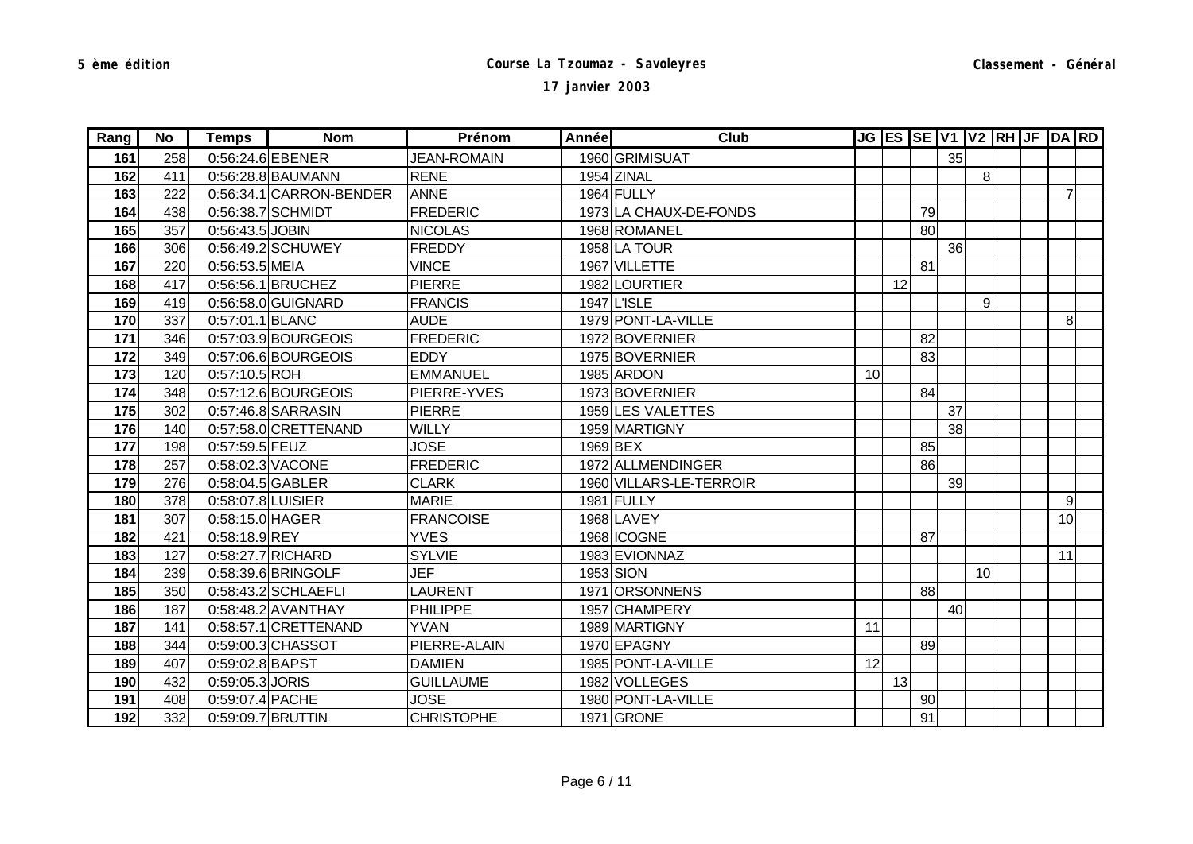**5 ème édition** | **Course La Tzoumaz - Savoleyres** | **Classement - Général**

**17 janvier 2003**

| Rang | No | Temps | Nom | Prénom | Année | Club | JG | ES | SE | V1 | V2 | RH | JF | DA | RD |
|---|---|---|---|---|---|---|---|---|---|---|---|---|---|---|---|
| 161 | 258 | 0:56:24.6 | EBENER | JEAN-ROMAIN | 1960 | GRIMISUAT | | | | 35 | | | | | |
| 162 | 411 | 0:56:28.8 | BAUMANN | RENE | 1954 | ZINAL | | | | | 8 | | | | |
| 163 | 222 | 0:56:34.1 | CARRON-BENDER | ANNE | 1964 | FULLY | | | | | | | | 7 | |
| 164 | 438 | 0:56:38.7 | SCHMIDT | FREDERIC | 1973 | LA CHAUX-DE-FONDS | | | 79 | | | | | | |
| 165 | 357 | 0:56:43.5 | JOBIN | NICOLAS | 1968 | ROMANEL | | | 80 | | | | | | |
| 166 | 306 | 0:56:49.2 | SCHUWEY | FREDDY | 1958 | LA TOUR | | | | 36 | | | | | |
| 167 | 220 | 0:56:53.5 | MEIA | VINCE | 1967 | VILLETTE | | | 81 | | | | | | |
| 168 | 417 | 0:56:56.1 | BRUCHEZ | PIERRE | 1982 | LOURTIER | | 12 | | | | | | | |
| 169 | 419 | 0:56:58.0 | GUIGNARD | FRANCIS | 1947 | L'ISLE | | | | | 9 | | | | |
| 170 | 337 | 0:57:01.1 | BLANC | AUDE | 1979 | PONT-LA-VILLE | | | | | | | | 8 | |
| 171 | 346 | 0:57:03.9 | BOURGEOIS | FREDERIC | 1972 | BOVERNIER | | | 82 | | | | | | |
| 172 | 349 | 0:57:06.6 | BOURGEOIS | EDDY | 1975 | BOVERNIER | | | 83 | | | | | | |
| 173 | 120 | 0:57:10.5 | ROH | EMMANUEL | 1985 | ARDON | 10 | | | | | | | | |
| 174 | 348 | 0:57:12.6 | BOURGEOIS | PIERRE-YVES | 1973 | BOVERNIER | | | 84 | | | | | | |
| 175 | 302 | 0:57:46.8 | SARRASIN | PIERRE | 1959 | LES VALETTES | | | | 37 | | | | | |
| 176 | 140 | 0:57:58.0 | CRETTENAND | WILLY | 1959 | MARTIGNY | | | | 38 | | | | | |
| 177 | 198 | 0:57:59.5 | FEUZ | JOSE | 1969 | BEX | | | 85 | | | | | | |
| 178 | 257 | 0:58:02.3 | VACONE | FREDERIC | 1972 | ALLMENDINGER | | | 86 | | | | | | |
| 179 | 276 | 0:58:04.5 | GABLER | CLARK | 1960 | VILLARS-LE-TERROIR | | | | 39 | | | | | |
| 180 | 378 | 0:58:07.8 | LUISIER | MARIE | 1981 | FULLY | | | | | | | | 9 | |
| 181 | 307 | 0:58:15.0 | HAGER | FRANCOISE | 1968 | LAVEY | | | | | | | | 10 | |
| 182 | 421 | 0:58:18.9 | REY | YVES | 1968 | ICOGNE | | | 87 | | | | | | |
| 183 | 127 | 0:58:27.7 | RICHARD | SYLVIE | 1983 | EVIONNAZ | | | | | | | | 11 | |
| 184 | 239 | 0:58:39.6 | BRINGOLF | JEF | 1953 | SION | | | | | 10 | | | | |
| 185 | 350 | 0:58:43.2 | SCHLAEFLI | LAURENT | 1971 | ORSONNENS | | | 88 | | | | | | |
| 186 | 187 | 0:58:48.2 | AVANTHAY | PHILIPPE | 1957 | CHAMPERY | | | | 40 | | | | | |
| 187 | 141 | 0:58:57.1 | CRETTENAND | YVAN | 1989 | MARTIGNY | 11 | | | | | | | | |
| 188 | 344 | 0:59:00.3 | CHASSOT | PIERRE-ALAIN | 1970 | EPAGNY | | | 89 | | | | | | |
| 189 | 407 | 0:59:02.8 | BAPST | DAMIEN | 1985 | PONT-LA-VILLE | 12 | | | | | | | | |
| 190 | 432 | 0:59:05.3 | JORIS | GUILLAUME | 1982 | VOLLEGES | | 13 | | | | | | | |
| 191 | 408 | 0:59:07.4 | PACHE | JOSE | 1980 | PONT-LA-VILLE | | | 90 | | | | | | |
| 192 | 332 | 0:59:09.7 | BRUTTIN | CHRISTOPHE | 1971 | GRONE | | | 91 | | | | | | |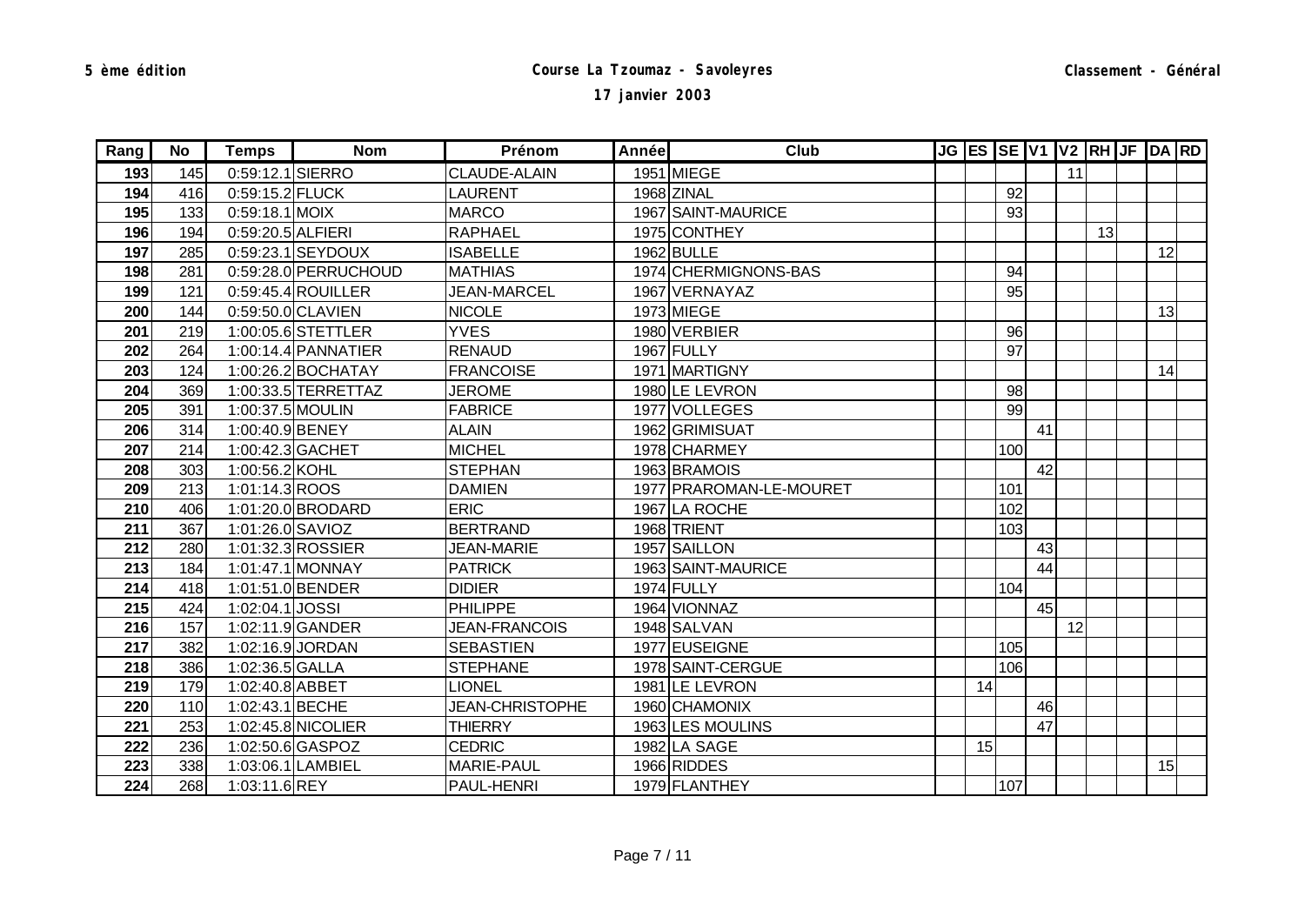5 ème édition

# Course La Tzoumaz - Savoleyres

**17 janvier 2003**

Classement - Général

| Rang | No | Temps | Nom | Prénom | Année | Club | JG | ES | SE | V1 | V2 | RH | JF | DA | RD |
|---|---|---|---|---|---|---|---|---|---|---|---|---|---|---|---|
| 193 | 145 | 0:59:12.1 | SIERRO | CLAUDE-ALAIN | 1951 | MIEGE | | | | | 11 | | | | |
| 194 | 416 | 0:59:15.2 | FLUCK | LAURENT | 1968 | ZINAL | | | 92 | | | | | | |
| 195 | 133 | 0:59:18.1 | MOIX | MARCO | 1967 | SAINT-MAURICE | | | 93 | | | | | | |
| 196 | 194 | 0:59:20.5 | ALFIERI | RAPHAEL | 1975 | CONTHEY | | | | | | 13 | | | |
| 197 | 285 | 0:59:23.1 | SEYDOUX | ISABELLE | 1962 | BULLE | | | | | | | | 12 | |
| 198 | 281 | 0:59:28.0 | PERRUCHOUD | MATHIAS | 1974 | CHERMIGNONS-BAS | | | 94 | | | | | | |
| 199 | 121 | 0:59:45.4 | ROUILLER | JEAN-MARCEL | 1967 | VERNAYAZ | | | 95 | | | | | | |
| 200 | 144 | 0:59:50.0 | CLAVIEN | NICOLE | 1973 | MIEGE | | | | | | | | 13 | |
| 201 | 219 | 1:00:05.6 | STETTLER | YVES | 1980 | VERBIER | | | 96 | | | | | | |
| 202 | 264 | 1:00:14.4 | PANNATIER | RENAUD | 1967 | FULLY | | | 97 | | | | | | |
| 203 | 124 | 1:00:26.2 | BOCHATAY | FRANCOISE | 1971 | MARTIGNY | | | | | | | | 14 | |
| 204 | 369 | 1:00:33.5 | TERRETTAZ | JEROME | 1980 | LE LEVRON | | | 98 | | | | | | |
| 205 | 391 | 1:00:37.5 | MOULIN | FABRICE | 1977 | VOLLEGES | | | 99 | | | | | | |
| 206 | 314 | 1:00:40.9 | BENEY | ALAIN | 1962 | GRIMISUAT | | | | 41 | | | | | |
| 207 | 214 | 1:00:42.3 | GACHET | MICHEL | 1978 | CHARMEY | | | 100 | | | | | | |
| 208 | 303 | 1:00:56.2 | KOHL | STEPHAN | 1963 | BRAMOIS | | | | 42 | | | | | |
| 209 | 213 | 1:01:14.3 | ROOS | DAMIEN | 1977 | PRAROMAN-LE-MOURET | | | 101 | | | | | | |
| 210 | 406 | 1:01:20.0 | BRODARD | ERIC | 1967 | LA ROCHE | | | 102 | | | | | | |
| 211 | 367 | 1:01:26.0 | SAVIOZ | BERTRAND | 1968 | TRIENT | | | 103 | | | | | | |
| 212 | 280 | 1:01:32.3 | ROSSIER | JEAN-MARIE | 1957 | SAILLON | | | | 43 | | | | | |
| 213 | 184 | 1:01:47.1 | MONNAY | PATRICK | 1963 | SAINT-MAURICE | | | | 44 | | | | | |
| 214 | 418 | 1:01:51.0 | BENDER | DIDIER | 1974 | FULLY | | | 104 | | | | | | |
| 215 | 424 | 1:02:04.1 | JOSSI | PHILIPPE | 1964 | VIONNAZ | | | | 45 | | | | | |
| 216 | 157 | 1:02:11.9 | GANDER | JEAN-FRANCOIS | 1948 | SALVAN | | | | | 12 | | | | |
| 217 | 382 | 1:02:16.9 | JORDAN | SEBASTIEN | 1977 | EUSEIGNE | | | 105 | | | | | | |
| 218 | 386 | 1:02:36.5 | GALLA | STEPHANE | 1978 | SAINT-CERGUE | | | 106 | | | | | | |
| 219 | 179 | 1:02:40.8 | ABBET | LIONEL | 1981 | LE LEVRON | | 14 | | | | | | | |
| 220 | 110 | 1:02:43.1 | BECHE | JEAN-CHRISTOPHE | 1960 | CHAMONIX | | | | 46 | | | | | |
| 221 | 253 | 1:02:45.8 | NICOLIER | THIERRY | 1963 | LES MOULINS | | | | 47 | | | | | |
| 222 | 236 | 1:02:50.6 | GASPOZ | CEDRIC | 1982 | LA SAGE | | 15 | | | | | | | |
| 223 | 338 | 1:03:06.1 | LAMBIEL | MARIE-PAUL | 1966 | RIDDES | | | | | | | | 15 | |
| 224 | 268 | 1:03:11.6 | REY | PAUL-HENRI | 1979 | FLANTHEY | | | 107 | | | | | | |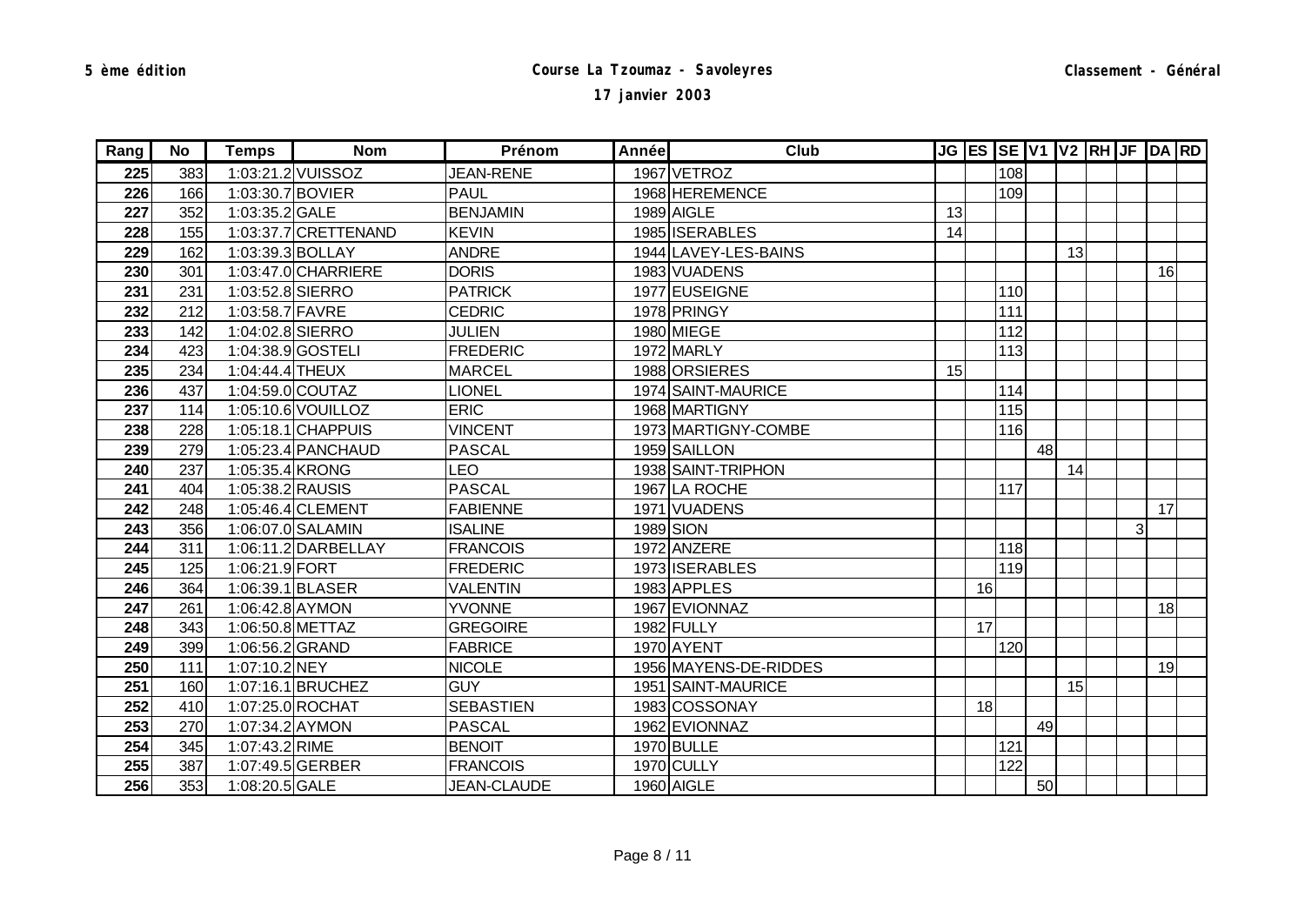5 ème édition

# Course La Tzoumaz - Savoleyres

**17 janvier 2003**

Classement - Général

| Rang | No | Temps | Nom | Prénom | Année | Club | JG | ES | SE | V1 | V2 | RH | JF | DA | RD |
|---|---|---|---|---|---|---|---|---|---|---|---|---|---|---|---|
| 225 | 383 | 1:03:21.2 | VUISSOZ | JEAN-RENE | 1967 | VETROZ | | | 108 | | | | | | |
| 226 | 166 | 1:03:30.7 | BOVIER | PAUL | 1968 | HEREMENCE | | | 109 | | | | | | |
| 227 | 352 | 1:03:35.2 | GALE | BENJAMIN | 1989 | AIGLE | 13 | | | | | | | | |
| 228 | 155 | 1:03:37.7 | CRETTENAND | KEVIN | 1985 | ISERABLES | 14 | | | | | | | | |
| 229 | 162 | 1:03:39.3 | BOLLAY | ANDRE | 1944 | LAVEY-LES-BAINS | | | | | 13 | | | | |
| 230 | 301 | 1:03:47.0 | CHARRIERE | DORIS | 1983 | VUADENS | | | | | | | | 16 | |
| 231 | 231 | 1:03:52.8 | SIERRO | PATRICK | 1977 | EUSEIGNE | | | 110 | | | | | | |
| 232 | 212 | 1:03:58.7 | FAVRE | CEDRIC | 1978 | PRINGY | | | 111 | | | | | | |
| 233 | 142 | 1:04:02.8 | SIERRO | JULIEN | 1980 | MIEGE | | | 112 | | | | | | |
| 234 | 423 | 1:04:38.9 | GOSTELI | FREDERIC | 1972 | MARLY | | | 113 | | | | | | |
| 235 | 234 | 1:04:44.4 | THEUX | MARCEL | 1988 | ORSIERES | 15 | | | | | | | | |
| 236 | 437 | 1:04:59.0 | COUTAZ | LIONEL | 1974 | SAINT-MAURICE | | | 114 | | | | | | |
| 237 | 114 | 1:05:10.6 | VOUILLOZ | ERIC | 1968 | MARTIGNY | | | 115 | | | | | | |
| 238 | 228 | 1:05:18.1 | CHAPPUIS | VINCENT | 1973 | MARTIGNY-COMBE | | | 116 | | | | | | |
| 239 | 279 | 1:05:23.4 | PANCHAUD | PASCAL | 1959 | SAILLON | | | | 48 | | | | | |
| 240 | 237 | 1:05:35.4 | KRONG | LEO | 1938 | SAINT-TRIPHON | | | | | 14 | | | | |
| 241 | 404 | 1:05:38.2 | RAUSIS | PASCAL | 1967 | LA ROCHE | | | 117 | | | | | | |
| 242 | 248 | 1:05:46.4 | CLEMENT | FABIENNE | 1971 | VUADENS | | | | | | | | 17 | |
| 243 | 356 | 1:06:07.0 | SALAMIN | ISALINE | 1989 | SION | | | | | | | 3 | | |
| 244 | 311 | 1:06:11.2 | DARBELLAY | FRANCOIS | 1972 | ANZERE | | | 118 | | | | | | |
| 245 | 125 | 1:06:21.9 | FORT | FREDERIC | 1973 | ISERABLES | | | 119 | | | | | | |
| 246 | 364 | 1:06:39.1 | BLASER | VALENTIN | 1983 | APPLES | | 16 | | | | | | | |
| 247 | 261 | 1:06:42.8 | AYMON | YVONNE | 1967 | EVIONNAZ | | | | | | | | 18 | |
| 248 | 343 | 1:06:50.8 | METTAZ | GREGOIRE | 1982 | FULLY | | 17 | | | | | | | |
| 249 | 399 | 1:06:56.2 | GRAND | FABRICE | 1970 | AYENT | | | 120 | | | | | | |
| 250 | 111 | 1:07:10.2 | NEY | NICOLE | 1956 | MAYENS-DE-RIDDES | | | | | | | | 19 | |
| 251 | 160 | 1:07:16.1 | BRUCHEZ | GUY | 1951 | SAINT-MAURICE | | | | | 15 | | | | |
| 252 | 410 | 1:07:25.0 | ROCHAT | SEBASTIEN | 1983 | COSSONAY | | 18 | | | | | | | |
| 253 | 270 | 1:07:34.2 | AYMON | PASCAL | 1962 | EVIONNAZ | | | | 49 | | | | | |
| 254 | 345 | 1:07:43.2 | RIME | BENOIT | 1970 | BULLE | | | 121 | | | | | | |
| 255 | 387 | 1:07:49.5 | GERBER | FRANCOIS | 1970 | CULLY | | | 122 | | | | | | |
| 256 | 353 | 1:08:20.5 | GALE | JEAN-CLAUDE | 1960 | AIGLE | | | | 50 | | | | | |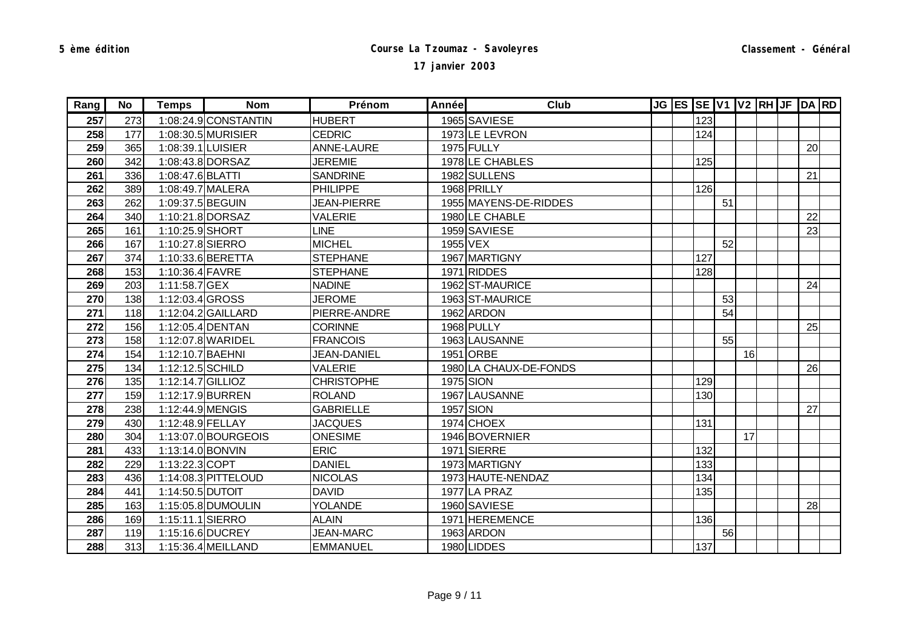| Rang | No | Temps | Nom | Prénom | Année | Club | JG | ES | SE | V1 | V2 | RH | JF | DA | RD |
|---|---|---|---|---|---|---|---|---|---|---|---|---|---|---|---|
| **257** | 273 | 1:08:24.9 | CONSTANTIN | HUBERT | 1965 | SAVIESE | | | 123 | | | | | | |
| **258** | 177 | 1:08:30.5 | MURISIER | CEDRIC | 1973 | LE LEVRON | | | 124 | | | | | | |
| **259** | 365 | 1:08:39.1 | LUISIER | ANNE-LAURE | 1975 | FULLY | | | | | | | | 20 | |
| **260** | 342 | 1:08:43.8 | DORSAZ | JEREMIE | 1978 | LE CHABLES | | | 125 | | | | | | |
| **261** | 336 | 1:08:47.6 | BLATTI | SANDRINE | 1982 | SULLENS | | | | | | | | 21 | |
| **262** | 389 | 1:08:49.7 | MALERA | PHILIPPE | 1968 | PRILLY | | | 126 | | | | | | |
| **263** | 262 | 1:09:37.5 | BEGUIN | JEAN-PIERRE | 1955 | MAYENS-DE-RIDDES | | | | 51 | | | | | |
| **264** | 340 | 1:10:21.8 | DORSAZ | VALERIE | 1980 | LE CHABLE | | | | | | | | 22 | |
| **265** | 161 | 1:10:25.9 | SHORT | LINE | 1959 | SAVIESE | | | | | | | | 23 | |
| **266** | 167 | 1:10:27.8 | SIERRO | MICHEL | 1955 | VEX | | | | 52 | | | | | |
| **267** | 374 | 1:10:33.6 | BERETTA | STEPHANE | 1967 | MARTIGNY | | | 127 | | | | | | |
| **268** | 153 | 1:10:36.4 | FAVRE | STEPHANE | 1971 | RIDDES | | | 128 | | | | | | |
| **269** | 203 | 1:11:58.7 | GEX | NADINE | 1962 | ST-MAURICE | | | | | | | | 24 | |
| **270** | 138 | 1:12:03.4 | GROSS | JEROME | 1963 | ST-MAURICE | | | | 53 | | | | | |
| **271** | 118 | 1:12:04.2 | GAILLARD | PIERRE-ANDRE | 1962 | ARDON | | | | 54 | | | | | |
| **272** | 156 | 1:12:05.4 | DENTAN | CORINNE | 1968 | PULLY | | | | | | | | 25 | |
| **273** | 158 | 1:12:07.8 | WARIDEL | FRANCOIS | 1963 | LAUSANNE | | | | 55 | | | | | |
| **274** | 154 | 1:12:10.7 | BAEHNI | JEAN-DANIEL | 1951 | ORBE | | | | | 16 | | | | |
| **275** | 134 | 1:12:12.5 | SCHILD | VALERIE | 1980 | LA CHAUX-DE-FONDS | | | | | | | | 26 | |
| **276** | 135 | 1:12:14.7 | GILLIOZ | CHRISTOPHE | 1975 | SION | | | 129 | | | | | | |
| **277** | 159 | 1:12:17.9 | BURREN | ROLAND | 1967 | LAUSANNE | | | 130 | | | | | | |
| **278** | 238 | 1:12:44.9 | MENGIS | GABRIELLE | 1957 | SION | | | | | | | | 27 | |
| **279** | 430 | 1:12:48.9 | FELLAY | JACQUES | 1974 | CHOEX | | | 131 | | | | | | |
| **280** | 304 | 1:13:07.0 | BOURGEOIS | ONESIME | 1946 | BOVERNIER | | | | | 17 | | | | |
| **281** | 433 | 1:13:14.0 | BONVIN | ERIC | 1971 | SIERRE | | | 132 | | | | | | |
| **282** | 229 | 1:13:22.3 | COPT | DANIEL | 1973 | MARTIGNY | | | 133 | | | | | | |
| **283** | 436 | 1:14:08.3 | PITTELOUD | NICOLAS | 1973 | HAUTE-NENDAZ | | | 134 | | | | | | |
| **284** | 441 | 1:14:50.5 | DUTOIT | DAVID | 1977 | LA PRAZ | | | 135 | | | | | | |
| **285** | 163 | 1:15:05.8 | DUMOULIN | YOLANDE | 1960 | SAVIESE | | | | | | | | 28 | |
| **286** | 169 | 1:15:11.1 | SIERRO | ALAIN | 1971 | HEREMENCE | | | 136 | | | | | | |
| **287** | 119 | 1:15:16.6 | DUCREY | JEAN-MARC | 1963 | ARDON | | | | 56 | | | | | |
| **288** | 313 | 1:15:36.4 | MEILLAND | EMMANUEL | 1980 | LIDDES | | | 137 | | | | | | |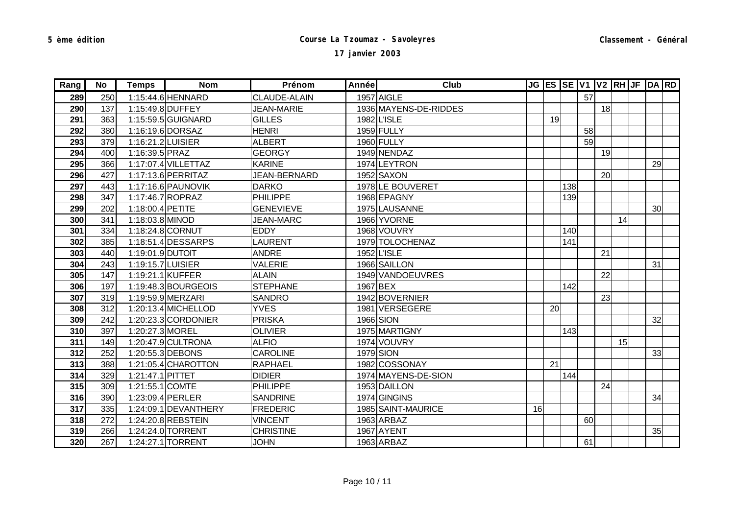5 ème édition

**Course La Tzoumaz - Savoleyres**

**17 janvier 2003**

Classement - Général

| Rang | No | Temps | Nom | Prénom | Année | Club | JG | ES | SE | V1 | V2 | RH | JF | DA | RD |
|---|---|---|---|---|---|---|---|---|---|---|---|---|---|---|---|
| 289 | 250 | 1:15:44.6 | HENNARD | CLAUDE-ALAIN | 1957 | AIGLE | | | | 57 | | | | | |
| 290 | 137 | 1:15:49.8 | DUFFEY | JEAN-MARIE | 1936 | MAYENS-DE-RIDDES | | | | | 18 | | | | |
| 291 | 363 | 1:15:59.5 | GUIGNARD | GILLES | 1982 | L'ISLE | | 19 | | | | | | | |
| 292 | 380 | 1:16:19.6 | DORSAZ | HENRI | 1959 | FULLY | | | | 58 | | | | | |
| 293 | 379 | 1:16:21.2 | LUISIER | ALBERT | 1960 | FULLY | | | | 59 | | | | | |
| 294 | 400 | 1:16:39.5 | PRAZ | GEORGY | 1949 | NENDAZ | | | | | 19 | | | | |
| 295 | 366 | 1:17:07.4 | VILLETTAZ | KARINE | 1974 | LEYTRON | | | | | | | | 29 | |
| 296 | 427 | 1:17:13.6 | PERRITAZ | JEAN-BERNARD | 1952 | SAXON | | | | | 20 | | | | |
| 297 | 443 | 1:17:16.6 | PAUNOVIK | DARKO | 1978 | LE BOUVERET | | | 138 | | | | | | |
| 298 | 347 | 1:17:46.7 | ROPRAZ | PHILIPPE | 1968 | EPAGNY | | | 139 | | | | | | |
| 299 | 202 | 1:18:00.4 | PETITE | GENEVIEVE | 1975 | LAUSANNE | | | | | | | | 30 | |
| 300 | 341 | 1:18:03.8 | MINOD | JEAN-MARC | 1966 | YVORNE | | | | | | 14 | | | |
| 301 | 334 | 1:18:24.8 | CORNUT | EDDY | 1968 | VOUVRY | | | 140 | | | | | | |
| 302 | 385 | 1:18:51.4 | DESSARPS | LAURENT | 1979 | TOLOCHENAZ | | | 141 | | | | | | |
| 303 | 440 | 1:19:01.9 | DUTOIT | ANDRE | 1952 | L'ISLE | | | | | 21 | | | | |
| 304 | 243 | 1:19:15.7 | LUISIER | VALERIE | 1966 | SAILLON | | | | | | | | 31 | |
| 305 | 147 | 1:19:21.1 | KUFFER | ALAIN | 1949 | VANDOEUVRES | | | | | 22 | | | | |
| 306 | 197 | 1:19:48.3 | BOURGEOIS | STEPHANE | 1967 | BEX | | | 142 | | | | | | |
| 307 | 319 | 1:19:59.9 | MERZARI | SANDRO | 1942 | BOVERNIER | | | | | 23 | | | | |
| 308 | 312 | 1:20:13.4 | MICHELLOD | YVES | 1981 | VERSEGERE | | 20 | | | | | | | |
| 309 | 242 | 1:20:23.3 | CORDONIER | PRISKA | 1966 | SION | | | | | | | | 32 | |
| 310 | 397 | 1:20:27.3 | MOREL | OLIVIER | 1975 | MARTIGNY | | | 143 | | | | | | |
| 311 | 149 | 1:20:47.9 | CULTRONA | ALFIO | 1974 | VOUVRY | | | | | | 15 | | | |
| 312 | 252 | 1:20:55.3 | DEBONS | CAROLINE | 1979 | SION | | | | | | | | 33 | |
| 313 | 388 | 1:21:05.4 | CHAROTTON | RAPHAEL | 1982 | COSSONAY | | 21 | | | | | | | |
| 314 | 329 | 1:21:47.1 | PITTET | DIDIER | 1974 | MAYENS-DE-SION | | | 144 | | | | | | |
| 315 | 309 | 1:21:55.1 | COMTE | PHILIPPE | 1953 | DAILLON | | | | | 24 | | | | |
| 316 | 390 | 1:23:09.4 | PERLER | SANDRINE | 1974 | GINGINS | | | | | | | | 34 | |
| 317 | 335 | 1:24:09.1 | DEVANTHERY | FREDERIC | 1985 | SAINT-MAURICE | 16 | | | | | | | | |
| 318 | 272 | 1:24:20.8 | REBSTEIN | VINCENT | 1963 | ARBAZ | | | | 60 | | | | | |
| 319 | 266 | 1:24:24.0 | TORRENT | CHRISTINE | 1967 | AYENT | | | | | | | | 35 | |
| 320 | 267 | 1:24:27.1 | TORRENT | JOHN | 1963 | ARBAZ | | | | 61 | | | | | |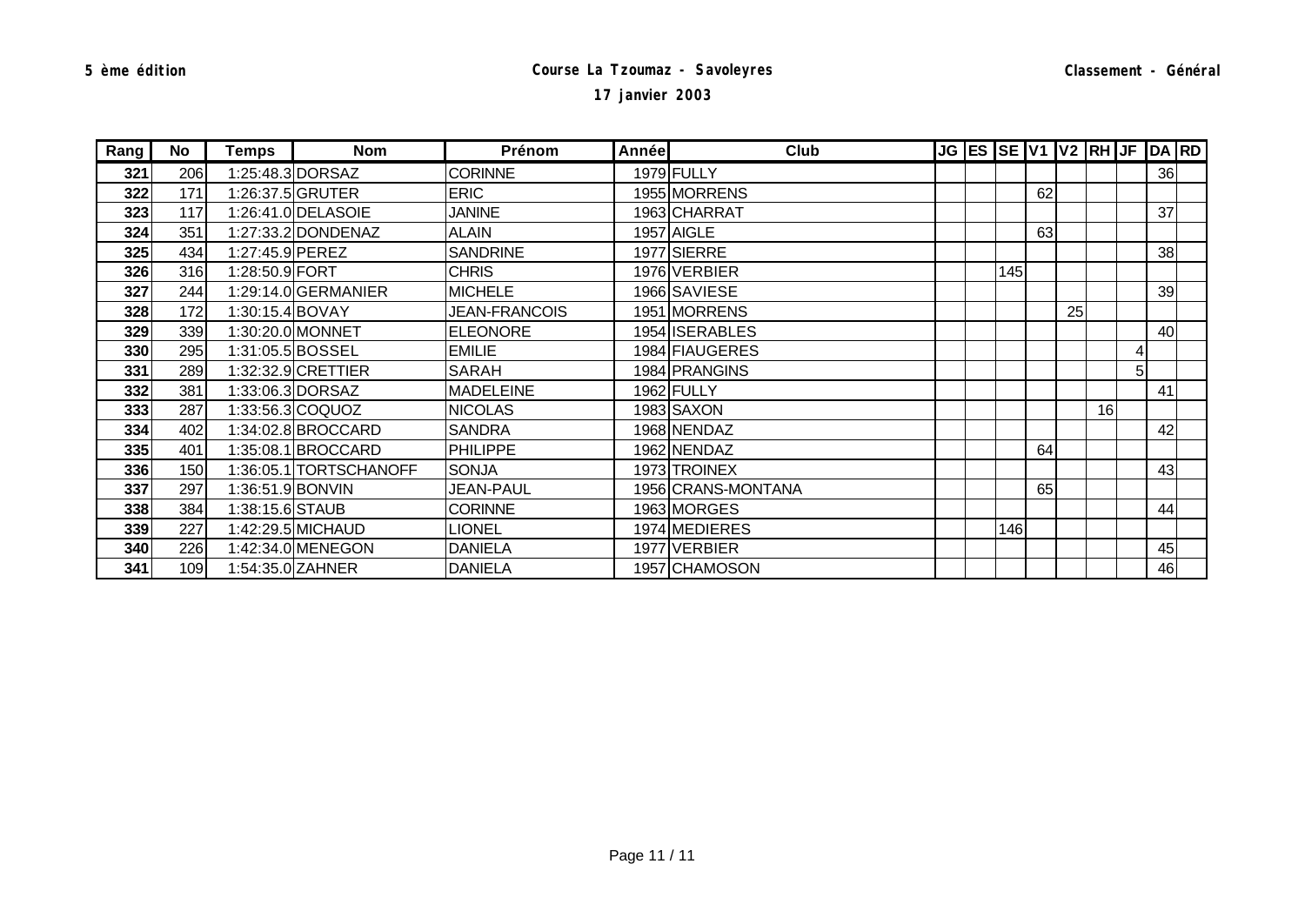**5 ème édition**

**Course La Tzoumaz - Savoleyres**

**17 janvier 2003**

**Classement - Général**

| Rang | No | Temps | Nom | Prénom | Année | Club | JG | ES | SE | V1 | V2 | RH | JF | DA | RD |
|---|---|---|---|---|---|---|---|---|---|---|---|---|---|---|---|
| **321** | 206 | 1:25:48.3 | DORSAZ | CORINNE | 1979 | FULLY | | | | | | | | 36 | |
| **322** | 171 | 1:26:37.5 | GRUTER | ERIC | 1955 | MORRENS | | | | 62 | | | | | |
| **323** | 117 | 1:26:41.0 | DELASOIE | JANINE | 1963 | CHARRAT | | | | | | | | 37 | |
| **324** | 351 | 1:27:33.2 | DONDENAZ | ALAIN | 1957 | AIGLE | | | | 63 | | | | | |
| **325** | 434 | 1:27:45.9 | PEREZ | SANDRINE | 1977 | SIERRE | | | | | | | | 38 | |
| **326** | 316 | 1:28:50.9 | FORT | CHRIS | 1976 | VERBIER | | | 145 | | | | | | |
| **327** | 244 | 1:29:14.0 | GERMANIER | MICHELE | 1966 | SAVIESE | | | | | | | | 39 | |
| **328** | 172 | 1:30:15.4 | BOVAY | JEAN-FRANCOIS | 1951 | MORRENS | | | | | 25 | | | | |
| **329** | 339 | 1:30:20.0 | MONNET | ELEONORE | 1954 | ISERABLES | | | | | | | | 40 | |
| **330** | 295 | 1:31:05.5 | BOSSEL | EMILIE | 1984 | FIAUGERES | | | | | | | 4 | | |
| **331** | 289 | 1:32:32.9 | CRETTIER | SARAH | 1984 | PRANGINS | | | | | | | 5 | | |
| **332** | 381 | 1:33:06.3 | DORSAZ | MADELEINE | 1962 | FULLY | | | | | | | | 41 | |
| **333** | 287 | 1:33:56.3 | COQUOZ | NICOLAS | 1983 | SAXON | | | | | | 16 | | | |
| **334** | 402 | 1:34:02.8 | BROCCARD | SANDRA | 1968 | NENDAZ | | | | | | | | 42 | |
| **335** | 401 | 1:35:08.1 | BROCCARD | PHILIPPE | 1962 | NENDAZ | | | | 64 | | | | | |
| **336** | 150 | 1:36:05.1 | TORTSCHANOFF | SONJA | 1973 | TROINEX | | | | | | | | 43 | |
| **337** | 297 | 1:36:51.9 | BONVIN | JEAN-PAUL | 1956 | CRANS-MONTANA | | | | 65 | | | | | |
| **338** | 384 | 1:38:15.6 | STAUB | CORINNE | 1963 | MORGES | | | | | | | | 44 | |
| **339** | 227 | 1:42:29.5 | MICHAUD | LIONEL | 1974 | MEDIERES | | | 146 | | | | | | |
| **340** | 226 | 1:42:34.0 | MENEGON | DANIELA | 1977 | VERBIER | | | | | | | | 45 | |
| **341** | 109 | 1:54:35.0 | ZAHNER | DANIELA | 1957 | CHAMOSON | | | | | | | | 46 | |